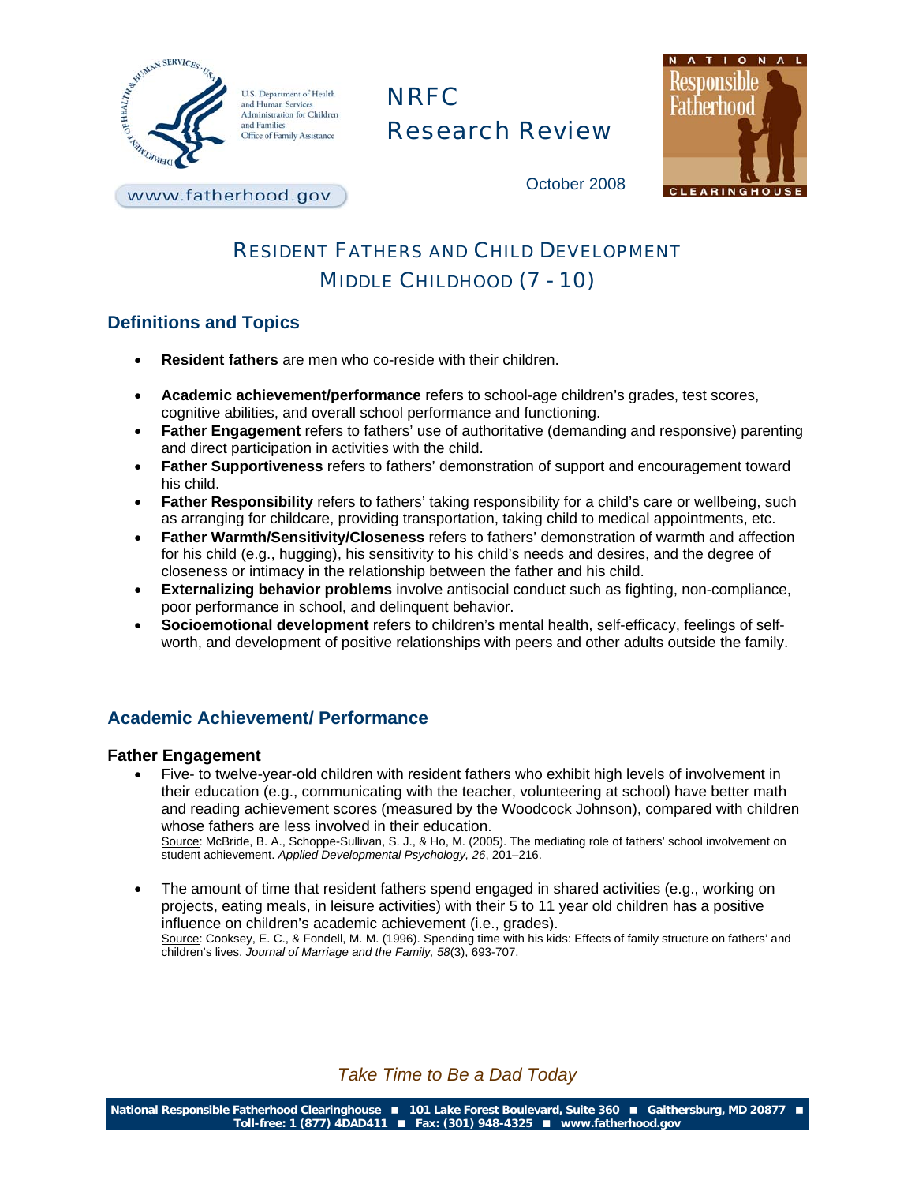U.S. Department of Health and Human Services
Administration for Children and Families
Office of Family Assistance

www.fatherhood.gov

NRFC
Research Review

October 2008

# RESIDENT FATHERS AND CHILD DEVELOPMENT
# MIDDLE CHILDHOOD (7 - 10)

## Definitions and Topics

- **Resident fathers** are men who co-reside with their children.
- **Academic achievement/performance** refers to school-age children's grades, test scores, cognitive abilities, and overall school performance and functioning.
- **Father Engagement** refers to fathers' use of authoritative (demanding and responsive) parenting and direct participation in activities with the child.
- **Father Supportiveness** refers to fathers' demonstration of support and encouragement toward his child.
- **Father Responsibility** refers to fathers' taking responsibility for a child's care or wellbeing, such as arranging for childcare, providing transportation, taking child to medical appointments, etc.
- **Father Warmth/Sensitivity/Closeness** refers to fathers' demonstration of warmth and affection for his child (e.g., hugging), his sensitivity to his child's needs and desires, and the degree of closeness or intimacy in the relationship between the father and his child.
- **Externalizing behavior problems** involve antisocial conduct such as fighting, non-compliance, poor performance in school, and delinquent behavior.
- **Socioemotional development** refers to children's mental health, self-efficacy, feelings of self-worth, and development of positive relationships with peers and other adults outside the family.

## Academic Achievement/ Performance

### Father Engagement

- Five- to twelve-year-old children with resident fathers who exhibit high levels of involvement in their education (e.g., communicating with the teacher, volunteering at school) have better math and reading achievement scores (measured by the Woodcock Johnson), compared with children whose fathers are less involved in their education.
  Source: McBride, B. A., Schoppe-Sullivan, S. J., & Ho, M. (2005). The mediating role of fathers' school involvement on student achievement. *Applied Developmental Psychology, 26*, 201–216.

- The amount of time that resident fathers spend engaged in shared activities (e.g., working on projects, eating meals, in leisure activities) with their 5 to 11 year old children has a positive influence on children's academic achievement (i.e., grades).
  Source: Cooksey, E. C., & Fondell, M. M. (1996). Spending time with his kids: Effects of family structure on fathers' and children's lives. *Journal of Marriage and the Family, 58*(3), 693-707.

*Take Time to Be a Dad Today*

National Responsible Fatherhood Clearinghouse ■ 101 Lake Forest Boulevard, Suite 360 ■ Gaithersburg, MD 20877 ■ Toll-free: 1 (877) 4DAD411 ■ Fax: (301) 948-4325 ■ www.fatherhood.gov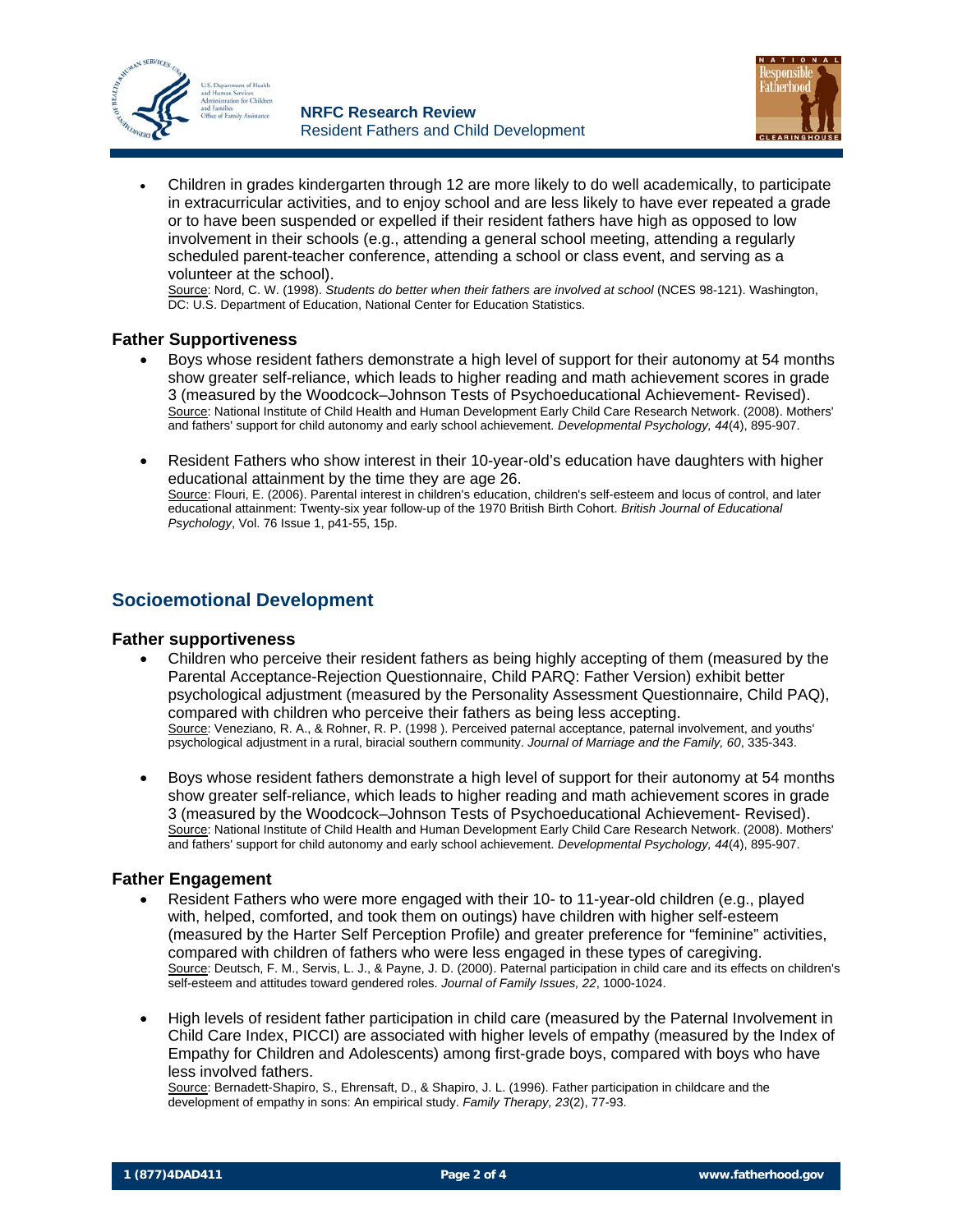- Children in grades kindergarten through 12 are more likely to do well academically, to participate in extracurricular activities, and to enjoy school and are less likely to have ever repeated a grade or to have been suspended or expelled if their resident fathers have high as opposed to low involvement in their schools (e.g., attending a general school meeting, attending a regularly scheduled parent-teacher conference, attending a school or class event, and serving as a volunteer at the school).
  Source: Nord, C. W. (1998). *Students do better when their fathers are involved at school* (NCES 98-121). Washington, DC: U.S. Department of Education, National Center for Education Statistics.

### Father Supportiveness

- Boys whose resident fathers demonstrate a high level of support for their autonomy at 54 months show greater self-reliance, which leads to higher reading and math achievement scores in grade 3 (measured by the Woodcock–Johnson Tests of Psychoeducational Achievement- Revised).
  Source: National Institute of Child Health and Human Development Early Child Care Research Network. (2008). Mothers' and fathers' support for child autonomy and early school achievement. *Developmental Psychology, 44*(4), 895-907.

- Resident Fathers who show interest in their 10-year-old's education have daughters with higher educational attainment by the time they are age 26.
  Source: Flouri, E. (2006). Parental interest in children's education, children's self-esteem and locus of control, and later educational attainment: Twenty-six year follow-up of the 1970 British Birth Cohort. *British Journal of Educational Psychology*, Vol. 76 Issue 1, p41-55, 15p.

## Socioemotional Development

### Father supportiveness

- Children who perceive their resident fathers as being highly accepting of them (measured by the Parental Acceptance-Rejection Questionnaire, Child PARQ: Father Version) exhibit better psychological adjustment (measured by the Personality Assessment Questionnaire, Child PAQ), compared with children who perceive their fathers as being less accepting.
  Source: Veneziano, R. A., & Rohner, R. P. (1998 ). Perceived paternal acceptance, paternal involvement, and youths' psychological adjustment in a rural, biracial southern community. *Journal of Marriage and the Family, 60*, 335-343.

- Boys whose resident fathers demonstrate a high level of support for their autonomy at 54 months show greater self-reliance, which leads to higher reading and math achievement scores in grade 3 (measured by the Woodcock–Johnson Tests of Psychoeducational Achievement- Revised).
  Source: National Institute of Child Health and Human Development Early Child Care Research Network. (2008). Mothers' and fathers' support for child autonomy and early school achievement. *Developmental Psychology, 44*(4), 895-907.

### Father Engagement

- Resident Fathers who were more engaged with their 10- to 11-year-old children (e.g., played with, helped, comforted, and took them on outings) have children with higher self-esteem (measured by the Harter Self Perception Profile) and greater preference for "feminine" activities, compared with children of fathers who were less engaged in these types of caregiving.
  Source: Deutsch, F. M., Servis, L. J., & Payne, J. D. (2000). Paternal participation in child care and its effects on children's self-esteem and attitudes toward gendered roles. *Journal of Family Issues, 22*, 1000-1024.

- High levels of resident father participation in child care (measured by the Paternal Involvement in Child Care Index, PICCI) are associated with higher levels of empathy (measured by the Index of Empathy for Children and Adolescents) among first-grade boys, compared with boys who have less involved fathers.
  Source: Bernadett-Shapiro, S., Ehrensaft, D., & Shapiro, J. L. (1996). Father participation in childcare and the development of empathy in sons: An empirical study. *Family Therapy, 23*(2), 77-93.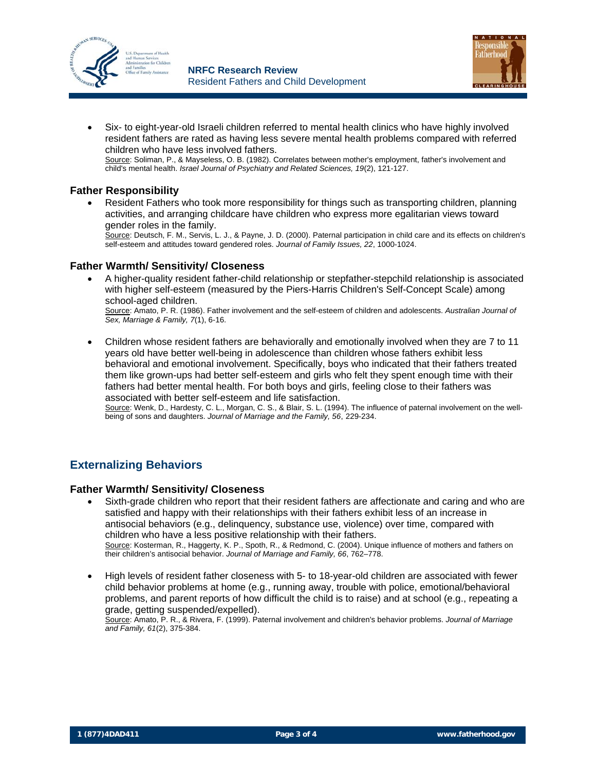- Six- to eight-year-old Israeli children referred to mental health clinics who have highly involved resident fathers are rated as having less severe mental health problems compared with referred children who have less involved fathers.
  Source: Soliman, P., & Mayseless, O. B. (1982). Correlates between mother's employment, father's involvement and child's mental health. *Israel Journal of Psychiatry and Related Sciences, 19*(2), 121-127.

### Father Responsibility

- Resident Fathers who took more responsibility for things such as transporting children, planning activities, and arranging childcare have children who express more egalitarian views toward gender roles in the family.
  Source: Deutsch, F. M., Servis, L. J., & Payne, J. D. (2000). Paternal participation in child care and its effects on children's self-esteem and attitudes toward gendered roles. *Journal of Family Issues, 22*, 1000-1024.

### Father Warmth/ Sensitivity/ Closeness

- A higher-quality resident father-child relationship or stepfather-stepchild relationship is associated with higher self-esteem (measured by the Piers-Harris Children's Self-Concept Scale) among school-aged children.
  Source: Amato, P. R. (1986). Father involvement and the self-esteem of children and adolescents. *Australian Journal of Sex, Marriage & Family, 7*(1), 6-16.

- Children whose resident fathers are behaviorally and emotionally involved when they are 7 to 11 years old have better well-being in adolescence than children whose fathers exhibit less behavioral and emotional involvement. Specifically, boys who indicated that their fathers treated them like grown-ups had better self-esteem and girls who felt they spent enough time with their fathers had better mental health. For both boys and girls, feeling close to their fathers was associated with better self-esteem and life satisfaction.
  Source: Wenk, D., Hardesty, C. L., Morgan, C. S., & Blair, S. L. (1994). The influence of paternal involvement on the well-being of sons and daughters. *Journal of Marriage and the Family, 56*, 229-234.

## Externalizing Behaviors

### Father Warmth/ Sensitivity/ Closeness

- Sixth-grade children who report that their resident fathers are affectionate and caring and who are satisfied and happy with their relationships with their fathers exhibit less of an increase in antisocial behaviors (e.g., delinquency, substance use, violence) over time, compared with children who have a less positive relationship with their fathers.
  Source: Kosterman, R., Haggerty, K. P., Spoth, R., & Redmond, C. (2004). Unique influence of mothers and fathers on their children's antisocial behavior. *Journal of Marriage and Family, 66*, 762–778.

- High levels of resident father closeness with 5- to 18-year-old children are associated with fewer child behavior problems at home (e.g., running away, trouble with police, emotional/behavioral problems, and parent reports of how difficult the child is to raise) and at school (e.g., repeating a grade, getting suspended/expelled).
  Source: Amato, P. R., & Rivera, F. (1999). Paternal involvement and children's behavior problems. *Journal of Marriage and Family, 61*(2), 375-384.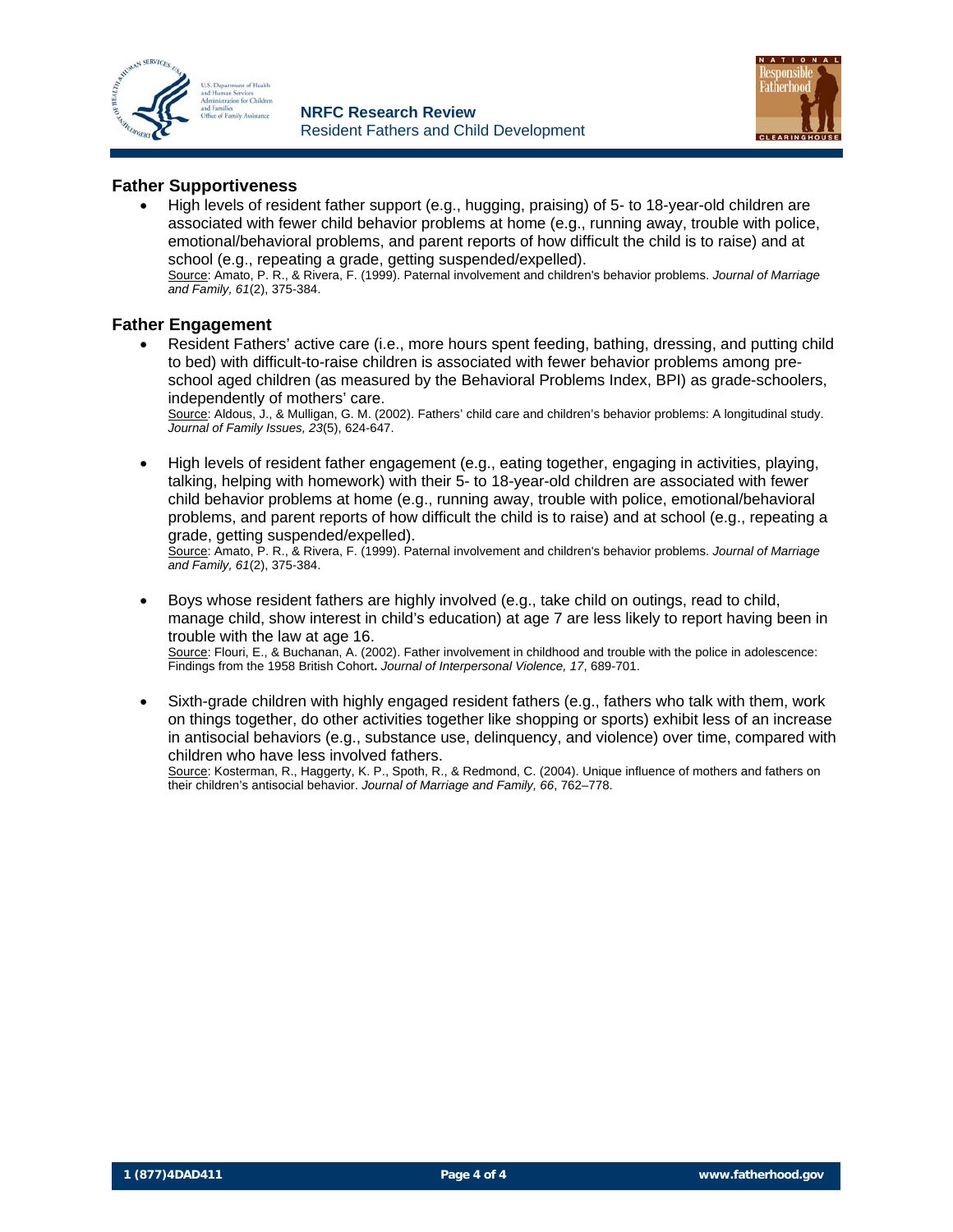## Father Supportiveness

- High levels of resident father support (e.g., hugging, praising) of 5- to 18-year-old children are associated with fewer child behavior problems at home (e.g., running away, trouble with police, emotional/behavioral problems, and parent reports of how difficult the child is to raise) and at school (e.g., repeating a grade, getting suspended/expelled).
  Source: Amato, P. R., & Rivera, F. (1999). Paternal involvement and children's behavior problems. *Journal of Marriage and Family, 61*(2), 375-384.

## Father Engagement

- Resident Fathers' active care (i.e., more hours spent feeding, bathing, dressing, and putting child to bed) with difficult-to-raise children is associated with fewer behavior problems among pre-school aged children (as measured by the Behavioral Problems Index, BPI) as grade-schoolers, independently of mothers' care.
  Source: Aldous, J., & Mulligan, G. M. (2002). Fathers' child care and children's behavior problems: A longitudinal study. *Journal of Family Issues, 23*(5), 624-647.

- High levels of resident father engagement (e.g., eating together, engaging in activities, playing, talking, helping with homework) with their 5- to 18-year-old children are associated with fewer child behavior problems at home (e.g., running away, trouble with police, emotional/behavioral problems, and parent reports of how difficult the child is to raise) and at school (e.g., repeating a grade, getting suspended/expelled).
  Source: Amato, P. R., & Rivera, F. (1999). Paternal involvement and children's behavior problems. *Journal of Marriage and Family, 61*(2), 375-384.

- Boys whose resident fathers are highly involved (e.g., take child on outings, read to child, manage child, show interest in child's education) at age 7 are less likely to report having been in trouble with the law at age 16.
  Source: Flouri, E., & Buchanan, A. (2002). Father involvement in childhood and trouble with the police in adolescence: Findings from the 1958 British Cohort**.** *Journal of Interpersonal Violence, 17*, 689-701.

- Sixth-grade children with highly engaged resident fathers (e.g., fathers who talk with them, work on things together, do other activities together like shopping or sports) exhibit less of an increase in antisocial behaviors (e.g., substance use, delinquency, and violence) over time, compared with children who have less involved fathers.
  Source: Kosterman, R., Haggerty, K. P., Spoth, R., & Redmond, C. (2004). Unique influence of mothers and fathers on their children's antisocial behavior. *Journal of Marriage and Family, 66*, 762–778.